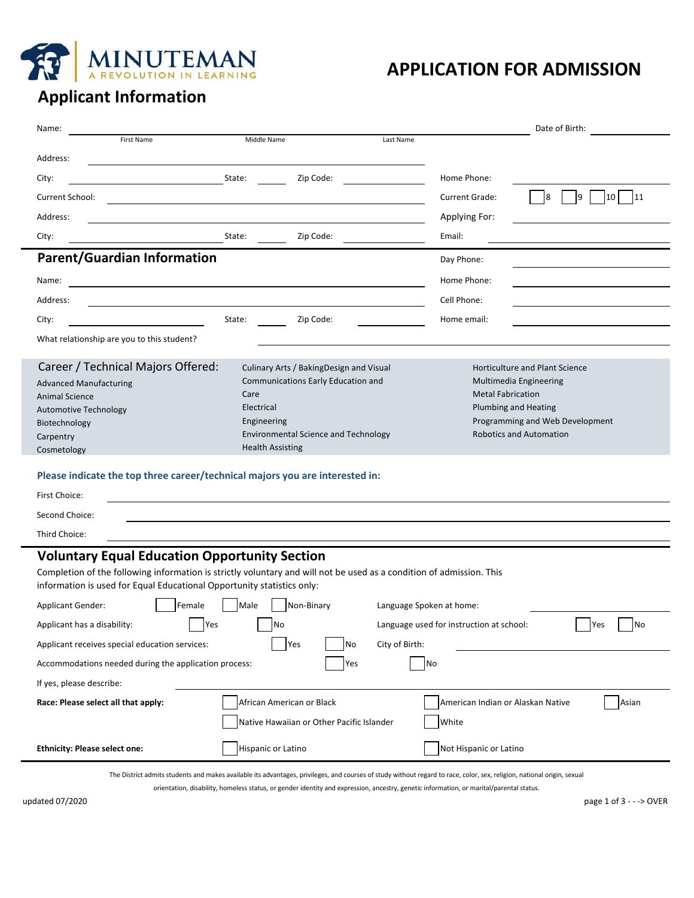MINUTEMAN
A REVOLUTION IN LEARNING

# APPLICATION FOR ADMISSION

## Applicant Information

Name: ______________________ ______________________ ______________________ Date of Birth: ____________
First Name / Middle Name / Last Name

Address: ______________________________________________

City: ____________ State: ______ Zip Code: ________ Home Phone: ____________

Current School: ______________________________ Current Grade: ☐ 8 ☐ 9 ☐ 10 ☐ 11

Address: ______________________________ Applying For: ____________

City: ____________ State: ______ Zip Code: ________ Email: ____________

## Parent/Guardian Information

Day Phone: ____________

Name: ______________________________ Home Phone: ____________

Address: ______________________________ Cell Phone: ____________

City: ____________ State: ______ Zip Code: ________ Home email: ____________

What relationship are you to this student? ______________________________

### Career / Technical Majors Offered:

- Advanced Manufacturing
- Animal Science
- Automotive Technology
- Biotechnology
- Carpentry
- Cosmetology
- Culinary Arts / BakingDesign and Visual Communications Early Education and Care
- Electrical
- Engineering
- Environmental Science and Technology
- Health Assisting
- Horticulture and Plant Science
- Multimedia Engineering
- Metal Fabrication
- Plumbing and Heating
- Programming and Web Development
- Robotics and Automation

**Please indicate the top three career/technical majors you are interested in:**

First Choice: ______________________________

Second Choice: ______________________________

Third Choice: ______________________________

## Voluntary Equal Education Opportunity Section

Completion of the following information is strictly voluntary and will not be used as a condition of admission. This information is used for Equal Educational Opportunity statistics only:

Applicant Gender: ☐ Female ☐ Male ☐ Non-Binary

Language Spoken at home: ____________

Applicant has a disability: ☐ Yes ☐ No

Language used for instruction at school: ☐ Yes ☐ No

Applicant receives special education services: ☐ Yes ☐ No

City of Birth: ____________

Accommodations needed during the application process: ☐ Yes ☐ No

If yes, please describe: ______________________________

**Race: Please select all that apply:** ☐ African American or Black ☐ American Indian or Alaskan Native ☐ Asian ☐ Native Hawaiian or Other Pacific Islander ☐ White

**Ethnicity: Please select one:** ☐ Hispanic or Latino ☐ Not Hispanic or Latino

The District admits students and makes available its advantages, privileges, and courses of study without regard to race, color, sex, religion, national origin, sexual orientation, disability, homeless status, or gender identity and expression, ancestry, genetic information, or marital/parental status.

updated 07/2020

OVER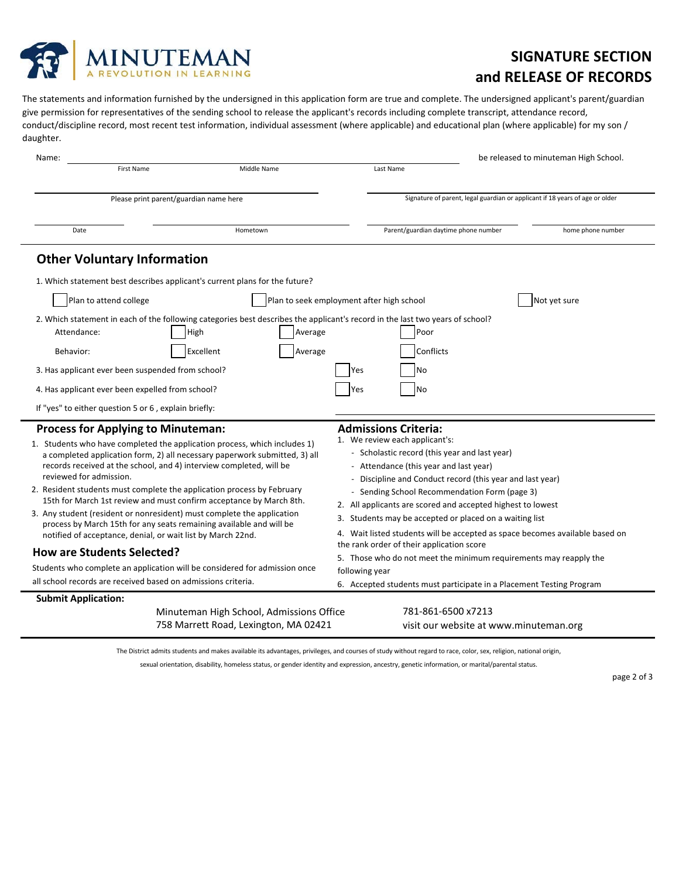MINUTEMAN
A REVOLUTION IN LEARNING

# SIGNATURE SECTION and RELEASE OF RECORDS

The statements and information furnished by the undersigned in this application form are true and complete. The undersigned applicant's parent/guardian give permission for representatives of the sending school to release the applicant's records including complete transcript, attendance record, conduct/discipline record, most recent test information, individual assessment (where applicable) and educational plan (where applicable) for my son / daughter.

Name: ______________________________________________ be released to minuteman High School.
First Name  Middle Name  Last Name

______________________________ Please print parent/guardian name here

______________________________ Signature of parent, legal guardian or applicant if 18 years of age or older

__________ Date

__________ Hometown

__________ Parent/guardian daytime phone number

__________ home phone number

## Other Voluntary Information

1. Which statement best describes applicant's current plans for the future?

☐ Plan to attend college ☐ Plan to seek employment after high school ☐ Not yet sure

2. Which statement in each of the following categories best describes the applicant's record in the last two years of school?

Attendance: ☐ High ☐ Average ☐ Poor

Behavior: ☐ Excellent ☐ Average ☐ Conflicts

3. Has applicant ever been suspended from school? ☐ Yes ☐ No

4. Has applicant ever been expelled from school? ☐ Yes ☐ No

If "yes" to either question 5 or 6 , explain briefly: ______________________________

## Process for Applying to Minuteman:

1. Students who have completed the application process, which includes 1) a completed application form, 2) all necessary paperwork submitted, 3) all records received at the school, and 4) interview completed, will be reviewed for admission.
2. Resident students must complete the application process by February 15th for March 1st review and must confirm acceptance by March 8th.
3. Any student (resident or nonresident) must complete the application process by March 15th for any seats remaining available and will be notified of acceptance, denial, or wait list by March 22nd.

## How are Students Selected?

Students who complete an application will be considered for admission once all school records are received based on admissions criteria.

## Admissions Criteria:

1. We review each applicant's:
   - Scholastic record (this year and last year)
   - Attendance (this year and last year)
   - Discipline and Conduct record (this year and last year)
   - Sending School Recommendation Form (page 3)
2. All applicants are scored and accepted highest to lowest
3. Students may be accepted or placed on a waiting list
4. Wait listed students will be accepted as space becomes available based on the rank order of their application score
5. Those who do not meet the minimum requirements may reapply the following year
6. Accepted students must participate in a Placement Testing Program

**Submit Application:**

Minuteman High School, Admissions Office
758 Marrett Road, Lexington, MA 02421

781-861-6500 x7213
visit our website at www.minuteman.org

The District admits students and makes available its advantages, privileges, and courses of study without regard to race, color, sex, religion, national origin, sexual orientation, disability, homeless status, or gender identity and expression, ancestry, genetic information, or marital/parental status.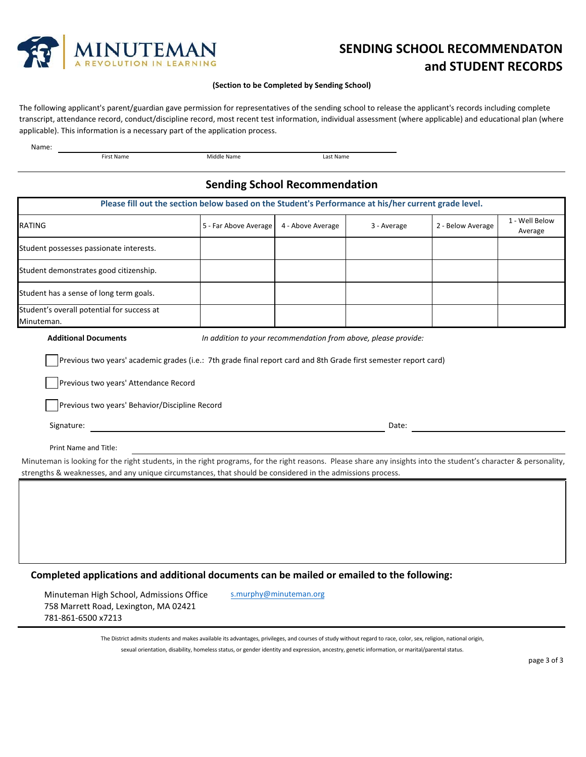MINUTEMAN
A REVOLUTION IN LEARNING

# SENDING SCHOOL RECOMMENDATON and STUDENT RECORDS

**(Section to be Completed by Sending School)**

The following applicant's parent/guardian gave permission for representatives of the sending school to release the applicant's records including complete transcript, attendance record, conduct/discipline record, most recent test information, individual assessment (where applicable) and educational plan (where applicable). This information is a necessary part of the application process.

Name: ______________________________________________

First Name    Middle Name    Last Name

## Sending School Recommendation

**Please fill out the section below based on the Student's Performance at his/her current grade level.**

| RATING | 5 - Far Above Average | 4 - Above Average | 3 - Average | 2 - Below Average | 1 - Well Below Average |
|---|---|---|---|---|---|
| Student possesses passionate interests. | | | | | |
| Student demonstrates good citizenship. | | | | | |
| Student has a sense of long term goals. | | | | | |
| Student's overall potential for success at Minuteman. | | | | | |

**Additional Documents**    *In addition to your recommendation from above, please provide:*

- ☐ Previous two years' academic grades (i.e.: 7th grade final report card and 8th Grade first semester report card)
- ☐ Previous two years' Attendance Record
- ☐ Previous two years' Behavior/Discipline Record

Signature: ______________________________ Date: ______________

Print Name and Title: ______________________________

Minuteman is looking for the right students, in the right programs, for the right reasons. Please share any insights into the student's character & personality, strengths & weaknesses, and any unique circumstances, that should be considered in the admissions process.

**Completed applications and additional documents can be mailed or emailed to the following:**

Minuteman High School, Admissions Office
758 Marrett Road, Lexington, MA 02421
781-861-6500 x7213

s.murphy@minuteman.org

The District admits students and makes available its advantages, privileges, and courses of study without regard to race, color, sex, religion, national origin, sexual orientation, disability, homeless status, or gender identity and expression, ancestry, genetic information, or marital/parental status.